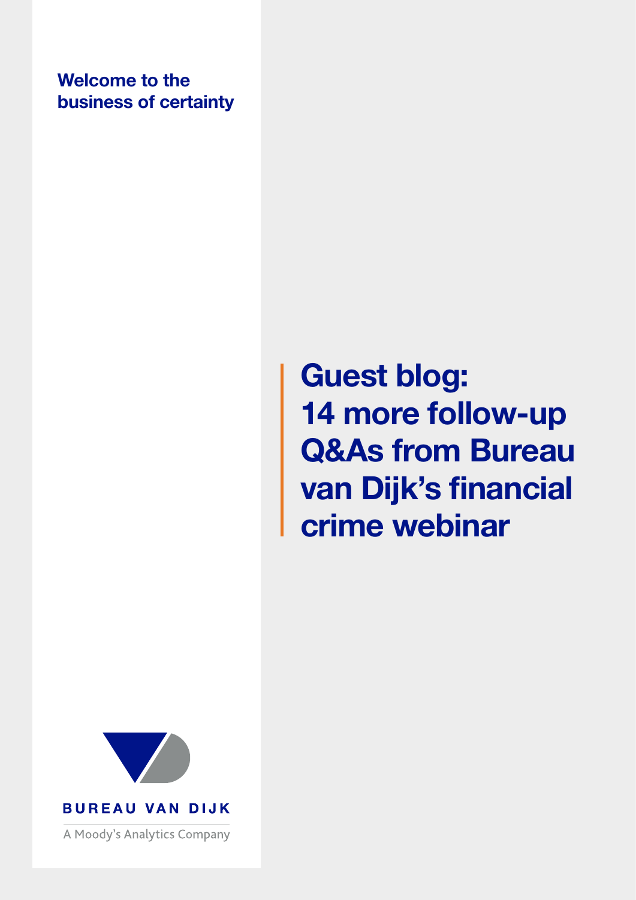Welcome to the business of certainty

# Guest blog: 14 more follow-up Q&As from Bureau van Dijk's financial crime webinar

BUREAU VAN DIJK

A Moody's Analytics Company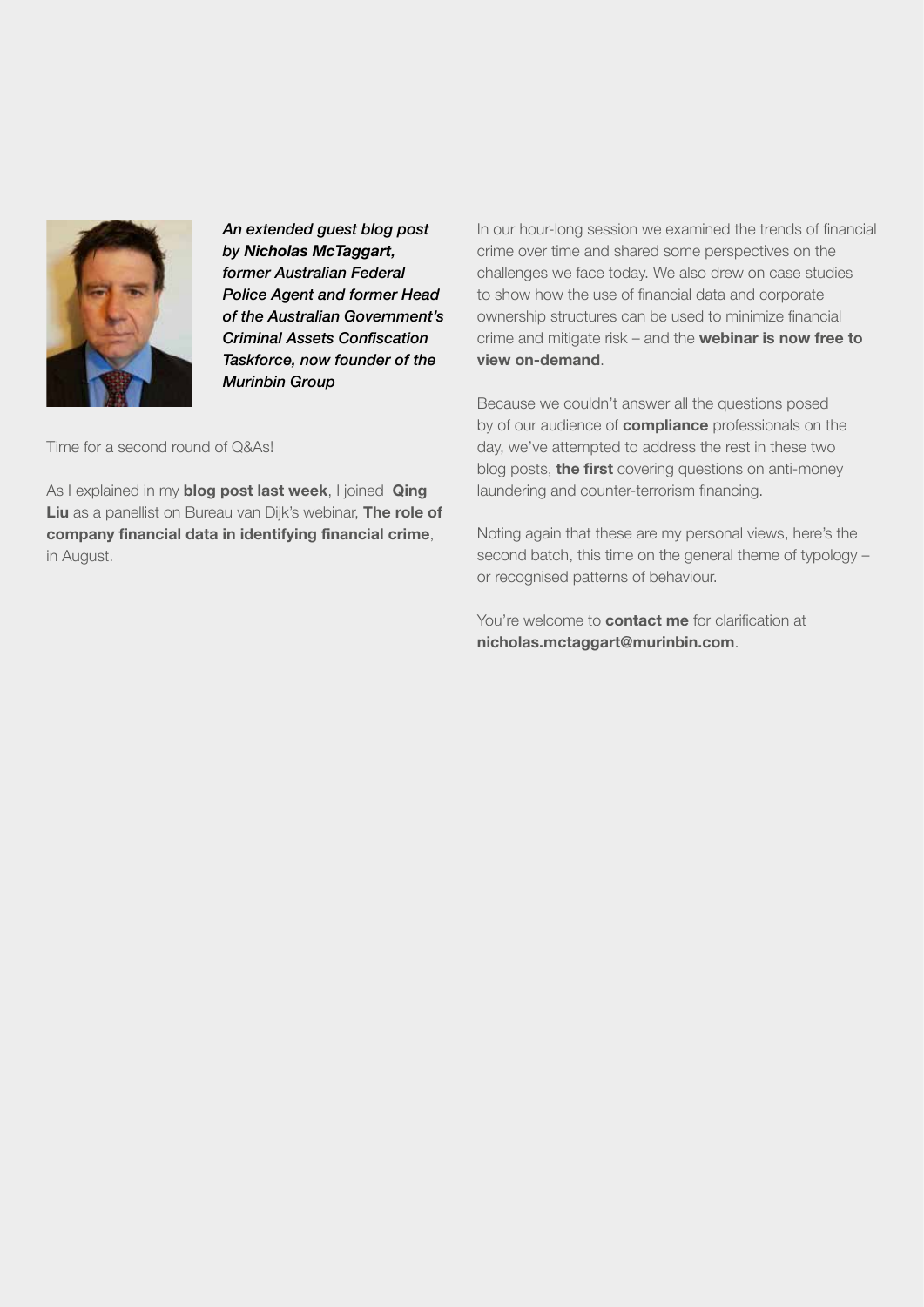***An extended guest blog post by Nicholas McTaggart, former Australian Federal Police Agent and former Head of the Australian Government's Criminal Assets Confiscation Taskforce, now founder of the Murinbin Group***

Time for a second round of Q&As!

As I explained in my **blog post last week**, I joined **Qing Liu** as a panellist on Bureau van Dijk's webinar, **The role of company financial data in identifying financial crime**, in August.

In our hour-long session we examined the trends of financial crime over time and shared some perspectives on the challenges we face today. We also drew on case studies to show how the use of financial data and corporate ownership structures can be used to minimize financial crime and mitigate risk – and the **webinar is now free to view on-demand**.

Because we couldn't answer all the questions posed by of our audience of **compliance** professionals on the day, we've attempted to address the rest in these two blog posts, **the first** covering questions on anti-money laundering and counter-terrorism financing.

Noting again that these are my personal views, here's the second batch, this time on the general theme of typology – or recognised patterns of behaviour.

You're welcome to **contact me** for clarification at **nicholas.mctaggart@murinbin.com**.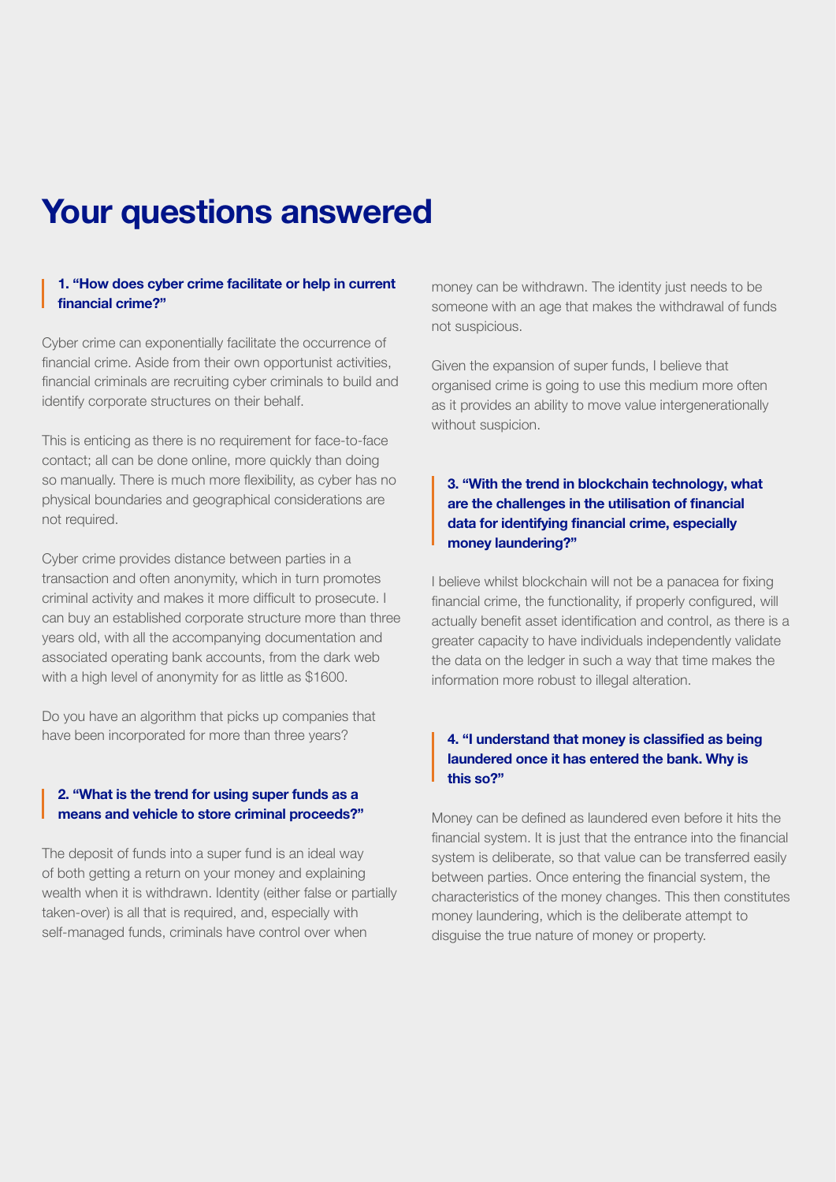# Your questions answered

### 1. "How does cyber crime facilitate or help in current financial crime?"

Cyber crime can exponentially facilitate the occurrence of financial crime. Aside from their own opportunist activities, financial criminals are recruiting cyber criminals to build and identify corporate structures on their behalf.

This is enticing as there is no requirement for face-to-face contact; all can be done online, more quickly than doing so manually. There is much more flexibility, as cyber has no physical boundaries and geographical considerations are not required.

Cyber crime provides distance between parties in a transaction and often anonymity, which in turn promotes criminal activity and makes it more difficult to prosecute. I can buy an established corporate structure more than three years old, with all the accompanying documentation and associated operating bank accounts, from the dark web with a high level of anonymity for as little as $1600.

Do you have an algorithm that picks up companies that have been incorporated for more than three years?

### 2. "What is the trend for using super funds as a means and vehicle to store criminal proceeds?"

The deposit of funds into a super fund is an ideal way of both getting a return on your money and explaining wealth when it is withdrawn. Identity (either false or partially taken-over) is all that is required, and, especially with self-managed funds, criminals have control over when money can be withdrawn. The identity just needs to be someone with an age that makes the withdrawal of funds not suspicious.

Given the expansion of super funds, I believe that organised crime is going to use this medium more often as it provides an ability to move value intergenerationally without suspicion.

### 3. "With the trend in blockchain technology, what are the challenges in the utilisation of financial data for identifying financial crime, especially money laundering?"

I believe whilst blockchain will not be a panacea for fixing financial crime, the functionality, if properly configured, will actually benefit asset identification and control, as there is a greater capacity to have individuals independently validate the data on the ledger in such a way that time makes the information more robust to illegal alteration.

### 4. "I understand that money is classified as being laundered once it has entered the bank. Why is this so?"

Money can be defined as laundered even before it hits the financial system. It is just that the entrance into the financial system is deliberate, so that value can be transferred easily between parties. Once entering the financial system, the characteristics of the money changes. This then constitutes money laundering, which is the deliberate attempt to disguise the true nature of money or property.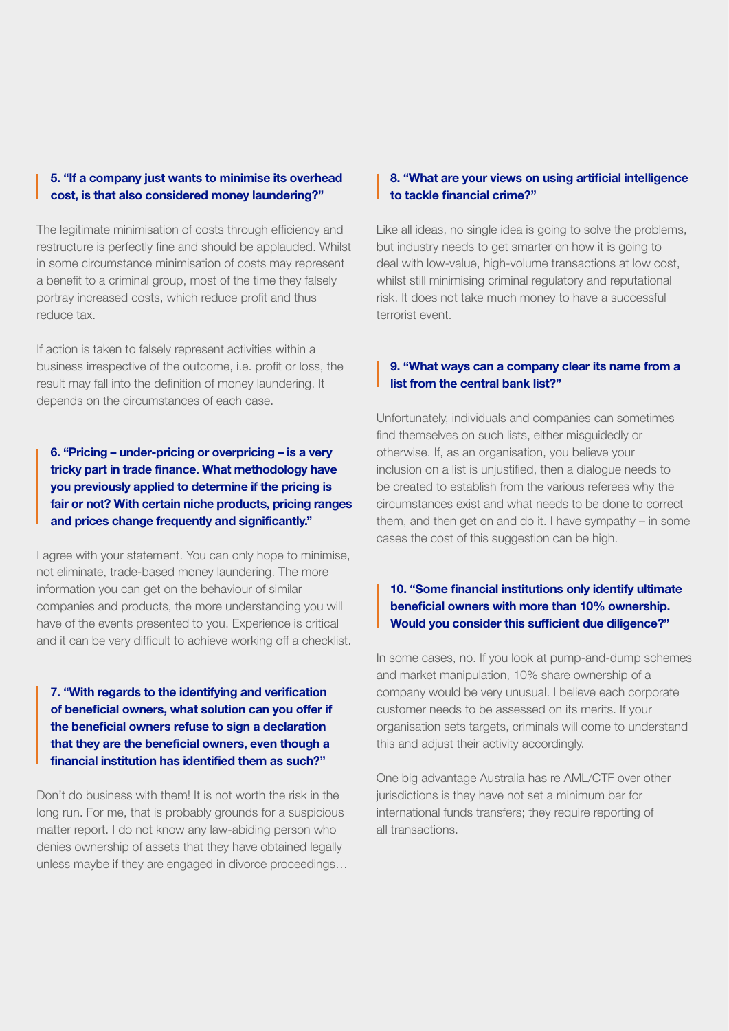### 5. "If a company just wants to minimise its overhead cost, is that also considered money laundering?"

The legitimate minimisation of costs through efficiency and restructure is perfectly fine and should be applauded. Whilst in some circumstance minimisation of costs may represent a benefit to a criminal group, most of the time they falsely portray increased costs, which reduce profit and thus reduce tax.

If action is taken to falsely represent activities within a business irrespective of the outcome, i.e. profit or loss, the result may fall into the definition of money laundering. It depends on the circumstances of each case.

### 6. "Pricing – under-pricing or overpricing – is a very tricky part in trade finance. What methodology have you previously applied to determine if the pricing is fair or not? With certain niche products, pricing ranges and prices change frequently and significantly."

I agree with your statement. You can only hope to minimise, not eliminate, trade-based money laundering. The more information you can get on the behaviour of similar companies and products, the more understanding you will have of the events presented to you. Experience is critical and it can be very difficult to achieve working off a checklist.

### 7. "With regards to the identifying and verification of beneficial owners, what solution can you offer if the beneficial owners refuse to sign a declaration that they are the beneficial owners, even though a financial institution has identified them as such?"

Don't do business with them! It is not worth the risk in the long run. For me, that is probably grounds for a suspicious matter report. I do not know any law-abiding person who denies ownership of assets that they have obtained legally unless maybe if they are engaged in divorce proceedings…

### 8. "What are your views on using artificial intelligence to tackle financial crime?"

Like all ideas, no single idea is going to solve the problems, but industry needs to get smarter on how it is going to deal with low-value, high-volume transactions at low cost, whilst still minimising criminal regulatory and reputational risk. It does not take much money to have a successful terrorist event.

### 9. "What ways can a company clear its name from a list from the central bank list?"

Unfortunately, individuals and companies can sometimes find themselves on such lists, either misguidedly or otherwise. If, as an organisation, you believe your inclusion on a list is unjustified, then a dialogue needs to be created to establish from the various referees why the circumstances exist and what needs to be done to correct them, and then get on and do it. I have sympathy – in some cases the cost of this suggestion can be high.

### 10. "Some financial institutions only identify ultimate beneficial owners with more than 10% ownership. Would you consider this sufficient due diligence?"

In some cases, no. If you look at pump-and-dump schemes and market manipulation, 10% share ownership of a company would be very unusual. I believe each corporate customer needs to be assessed on its merits. If your organisation sets targets, criminals will come to understand this and adjust their activity accordingly.

One big advantage Australia has re AML/CTF over other jurisdictions is they have not set a minimum bar for international funds transfers; they require reporting of all transactions.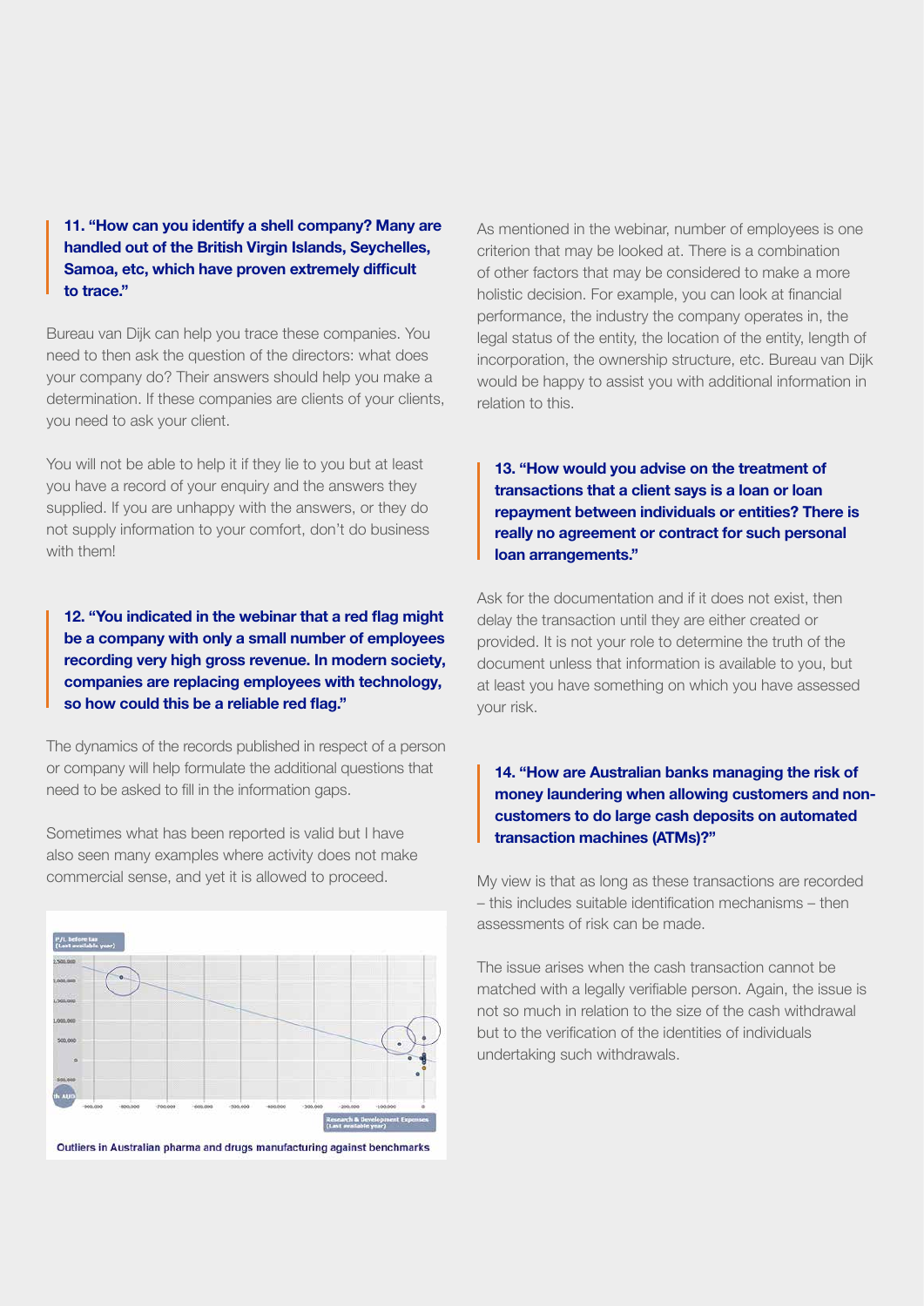**11. "How can you identify a shell company? Many are handled out of the British Virgin Islands, Seychelles, Samoa, etc, which have proven extremely difficult to trace."**

Bureau van Dijk can help you trace these companies. You need to then ask the question of the directors: what does your company do? Their answers should help you make a determination. If these companies are clients of your clients, you need to ask your client.

You will not be able to help it if they lie to you but at least you have a record of your enquiry and the answers they supplied. If you are unhappy with the answers, or they do not supply information to your comfort, don't do business with them!

**12. "You indicated in the webinar that a red flag might be a company with only a small number of employees recording very high gross revenue. In modern society, companies are replacing employees with technology, so how could this be a reliable red flag."**

The dynamics of the records published in respect of a person or company will help formulate the additional questions that need to be asked to fill in the information gaps.

Sometimes what has been reported is valid but I have also seen many examples where activity does not make commercial sense, and yet it is allowed to proceed.

Outliers in Australian pharma and drugs manufacturing against benchmarks

As mentioned in the webinar, number of employees is one criterion that may be looked at. There is a combination of other factors that may be considered to make a more holistic decision. For example, you can look at financial performance, the industry the company operates in, the legal status of the entity, the location of the entity, length of incorporation, the ownership structure, etc. Bureau van Dijk would be happy to assist you with additional information in relation to this.

**13. "How would you advise on the treatment of transactions that a client says is a loan or loan repayment between individuals or entities? There is really no agreement or contract for such personal loan arrangements."**

Ask for the documentation and if it does not exist, then delay the transaction until they are either created or provided. It is not your role to determine the truth of the document unless that information is available to you, but at least you have something on which you have assessed your risk.

**14. "How are Australian banks managing the risk of money laundering when allowing customers and non-customers to do large cash deposits on automated transaction machines (ATMs)?"**

My view is that as long as these transactions are recorded – this includes suitable identification mechanisms – then assessments of risk can be made.

The issue arises when the cash transaction cannot be matched with a legally verifiable person. Again, the issue is not so much in relation to the size of the cash withdrawal but to the verification of the identities of individuals undertaking such withdrawals.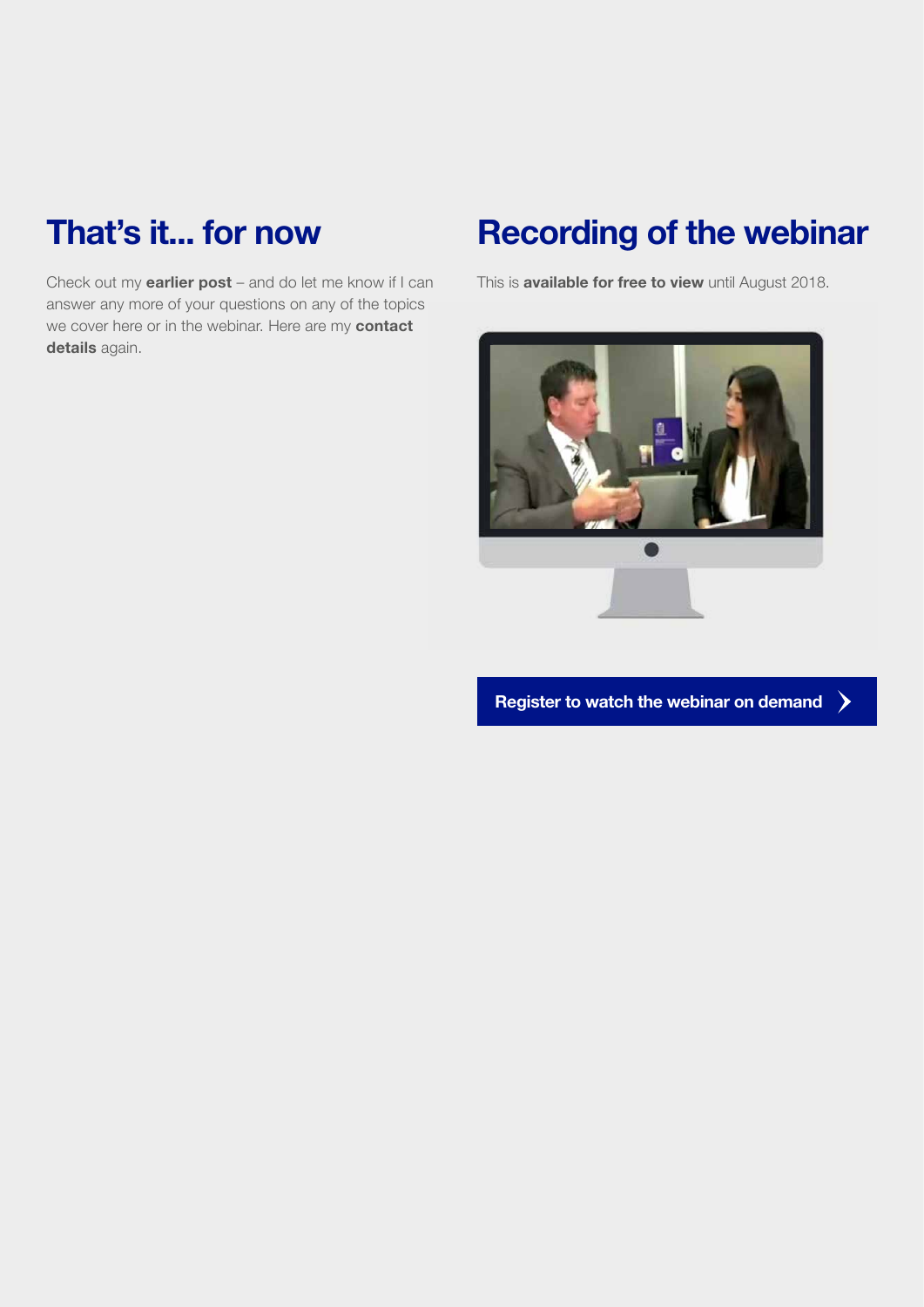## That's it... for now

Check out my **earlier post** – and do let me know if I can answer any more of your questions on any of the topics we cover here or in the webinar. Here are my **contact details** again.

## Recording of the webinar

This is **available for free to view** until August 2018.

**Register to watch the webinar on demand**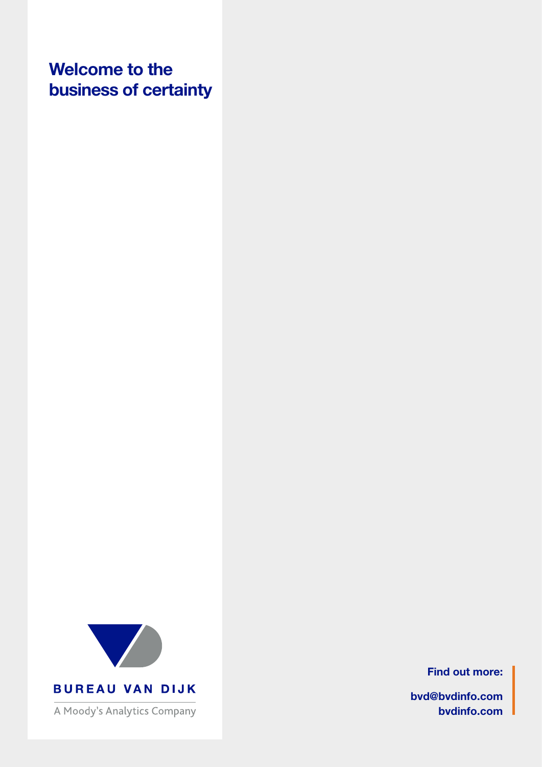# Welcome to the business of certainty

BUREAU VAN DIJK

A Moody's Analytics Company

**Find out more:**

**bvd@bvdinfo.com**
**bvdinfo.com**